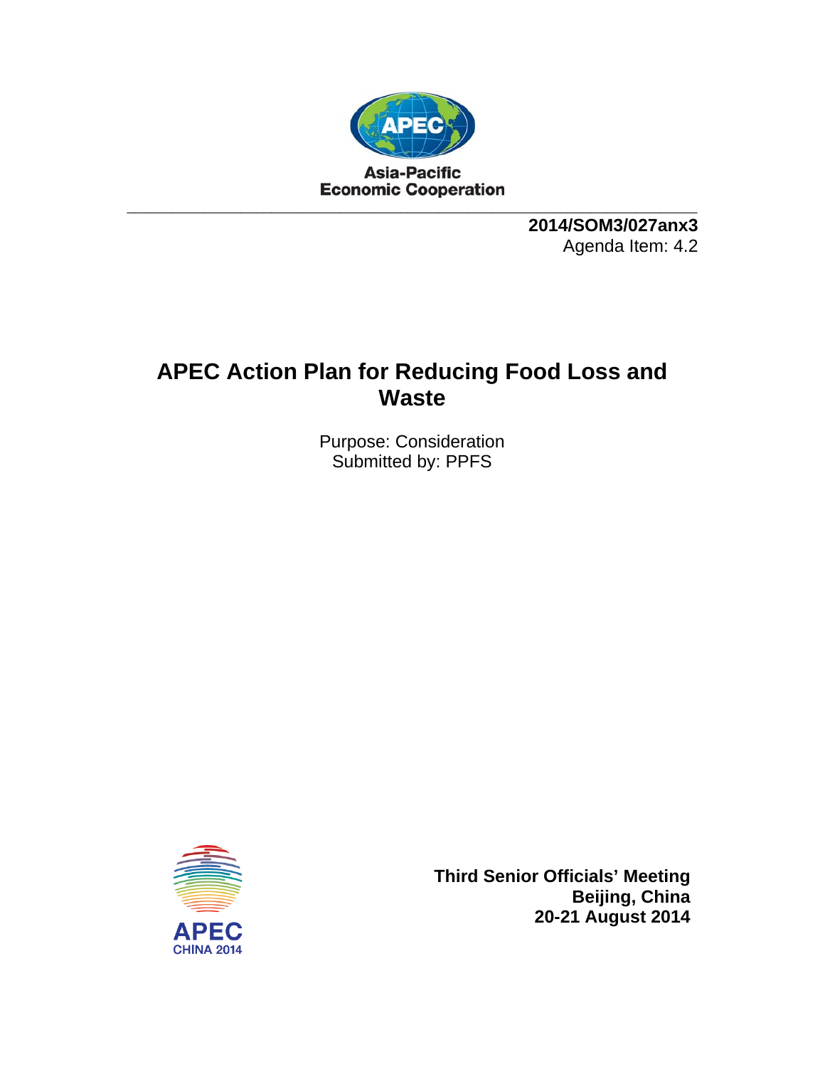Asia-Pacific
Economic Cooperation

**2014/SOM3/027anx3**
Agenda Item: 4.2

# APEC Action Plan for Reducing Food Loss and Waste

Purpose: Consideration
Submitted by: PPFS

APEC
CHINA 2014

**Third Senior Officials' Meeting**
**Beijing, China**
**20-21 August 2014**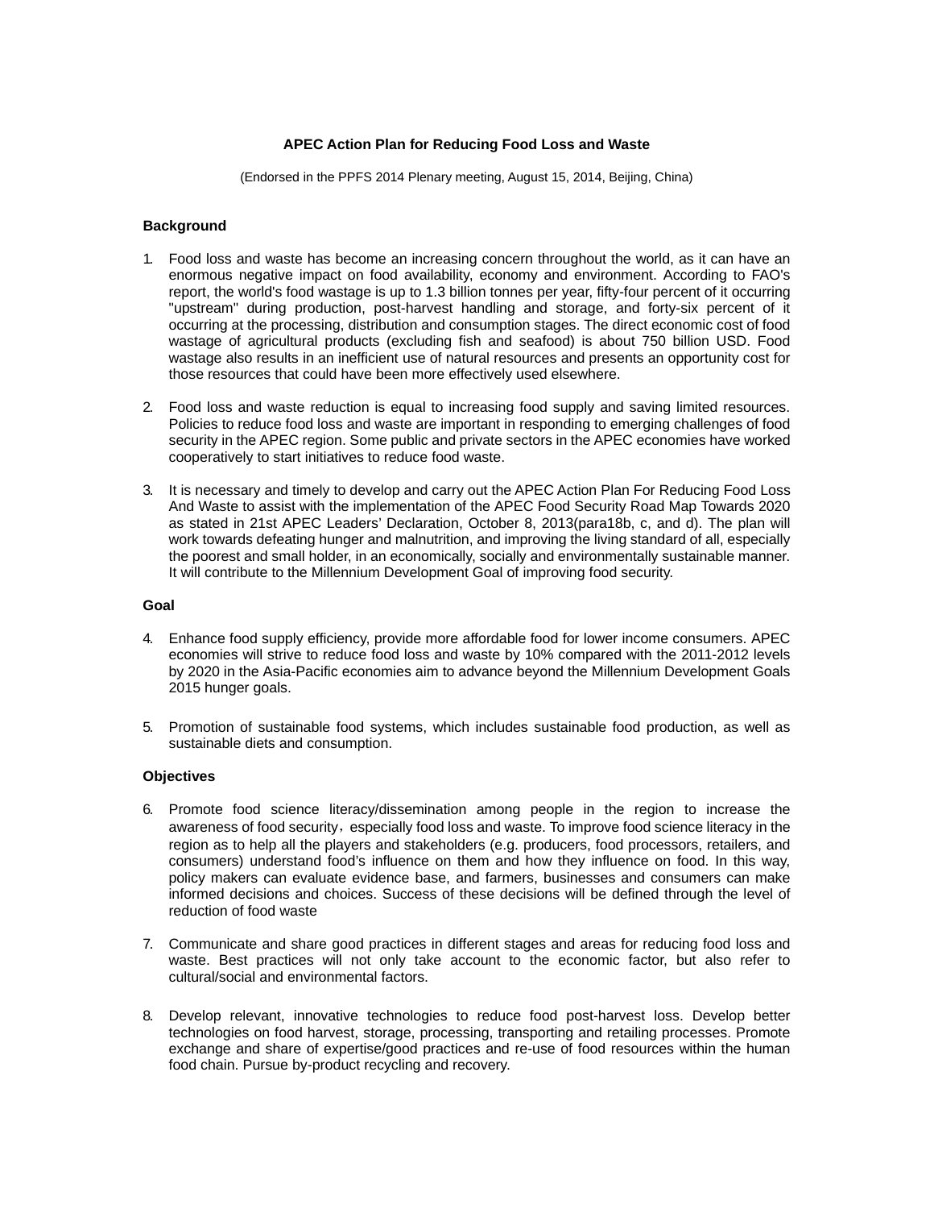**APEC Action Plan for Reducing Food Loss and Waste**

(Endorsed in the PPFS 2014 Plenary meeting, August 15, 2014, Beijing, China)

**Background**

1. Food loss and waste has become an increasing concern throughout the world, as it can have an enormous negative impact on food availability, economy and environment. According to FAO's report, the world's food wastage is up to 1.3 billion tonnes per year, fifty-four percent of it occurring "upstream" during production, post-harvest handling and storage, and forty-six percent of it occurring at the processing, distribution and consumption stages. The direct economic cost of food wastage of agricultural products (excluding fish and seafood) is about 750 billion USD. Food wastage also results in an inefficient use of natural resources and presents an opportunity cost for those resources that could have been more effectively used elsewhere.

2. Food loss and waste reduction is equal to increasing food supply and saving limited resources. Policies to reduce food loss and waste are important in responding to emerging challenges of food security in the APEC region. Some public and private sectors in the APEC economies have worked cooperatively to start initiatives to reduce food waste.

3. It is necessary and timely to develop and carry out the APEC Action Plan For Reducing Food Loss And Waste to assist with the implementation of the APEC Food Security Road Map Towards 2020 as stated in 21st APEC Leaders' Declaration, October 8, 2013(para18b, c, and d). The plan will work towards defeating hunger and malnutrition, and improving the living standard of all, especially the poorest and small holder, in an economically, socially and environmentally sustainable manner. It will contribute to the Millennium Development Goal of improving food security.

**Goal**

4. Enhance food supply efficiency, provide more affordable food for lower income consumers. APEC economies will strive to reduce food loss and waste by 10% compared with the 2011-2012 levels by 2020 in the Asia-Pacific economies aim to advance beyond the Millennium Development Goals 2015 hunger goals.

5. Promotion of sustainable food systems, which includes sustainable food production, as well as sustainable diets and consumption.

**Objectives**

6. Promote food science literacy/dissemination among people in the region to increase the awareness of food security，especially food loss and waste. To improve food science literacy in the region as to help all the players and stakeholders (e.g. producers, food processors, retailers, and consumers) understand food's influence on them and how they influence on food. In this way, policy makers can evaluate evidence base, and farmers, businesses and consumers can make informed decisions and choices. Success of these decisions will be defined through the level of reduction of food waste

7. Communicate and share good practices in different stages and areas for reducing food loss and waste. Best practices will not only take account to the economic factor, but also refer to cultural/social and environmental factors.

8. Develop relevant, innovative technologies to reduce food post-harvest loss. Develop better technologies on food harvest, storage, processing, transporting and retailing processes. Promote exchange and share of expertise/good practices and re-use of food resources within the human food chain. Pursue by-product recycling and recovery.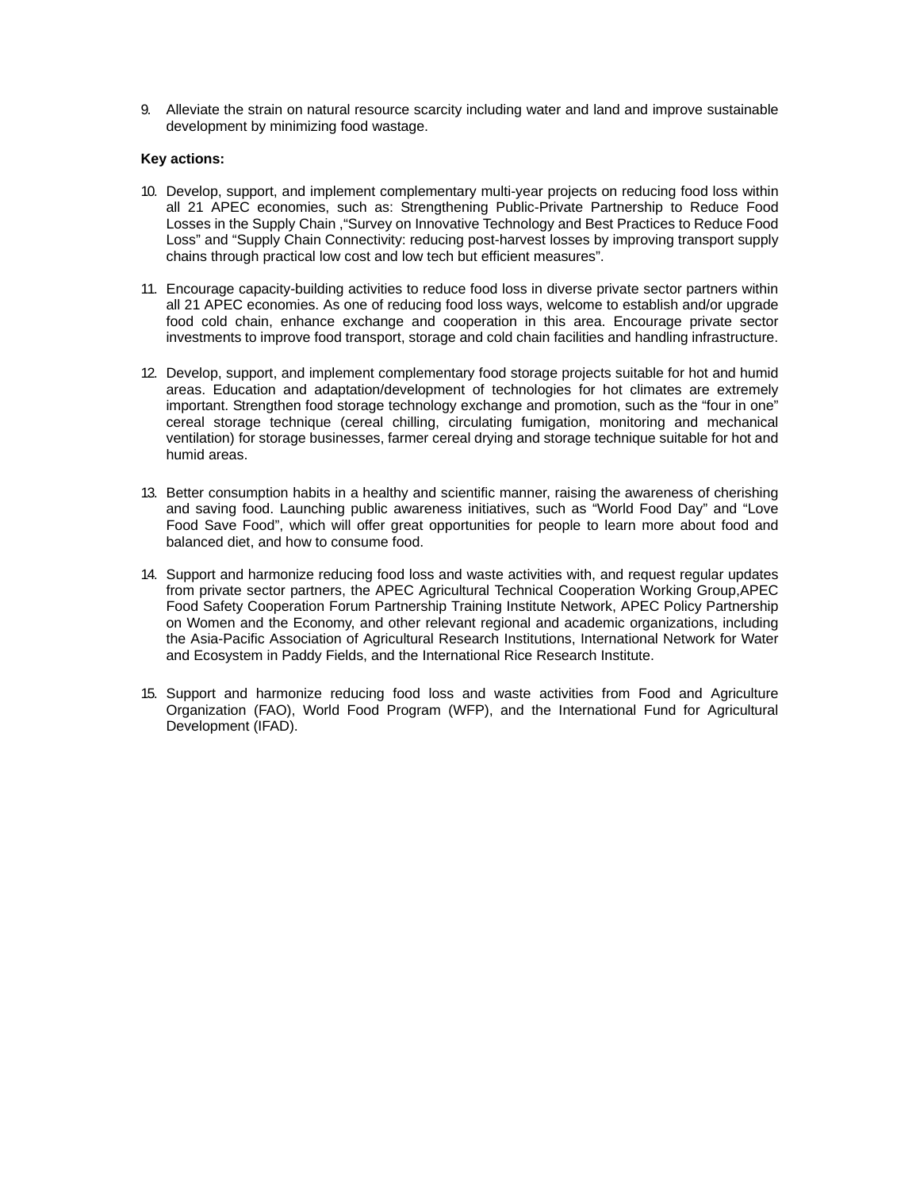9. Alleviate the strain on natural resource scarcity including water and land and improve sustainable development by minimizing food wastage.

**Key actions:**

10. Develop, support, and implement complementary multi-year projects on reducing food loss within all 21 APEC economies, such as: Strengthening Public-Private Partnership to Reduce Food Losses in the Supply Chain ,"Survey on Innovative Technology and Best Practices to Reduce Food Loss" and "Supply Chain Connectivity: reducing post-harvest losses by improving transport supply chains through practical low cost and low tech but efficient measures".

11. Encourage capacity-building activities to reduce food loss in diverse private sector partners within all 21 APEC economies. As one of reducing food loss ways, welcome to establish and/or upgrade food cold chain, enhance exchange and cooperation in this area. Encourage private sector investments to improve food transport, storage and cold chain facilities and handling infrastructure.

12. Develop, support, and implement complementary food storage projects suitable for hot and humid areas. Education and adaptation/development of technologies for hot climates are extremely important. Strengthen food storage technology exchange and promotion, such as the "four in one" cereal storage technique (cereal chilling, circulating fumigation, monitoring and mechanical ventilation) for storage businesses, farmer cereal drying and storage technique suitable for hot and humid areas.

13. Better consumption habits in a healthy and scientific manner, raising the awareness of cherishing and saving food. Launching public awareness initiatives, such as "World Food Day" and "Love Food Save Food", which will offer great opportunities for people to learn more about food and balanced diet, and how to consume food.

14. Support and harmonize reducing food loss and waste activities with, and request regular updates from private sector partners, the APEC Agricultural Technical Cooperation Working Group,APEC Food Safety Cooperation Forum Partnership Training Institute Network, APEC Policy Partnership on Women and the Economy, and other relevant regional and academic organizations, including the Asia-Pacific Association of Agricultural Research Institutions, International Network for Water and Ecosystem in Paddy Fields, and the International Rice Research Institute.

15. Support and harmonize reducing food loss and waste activities from Food and Agriculture Organization (FAO), World Food Program (WFP), and the International Fund for Agricultural Development (IFAD).